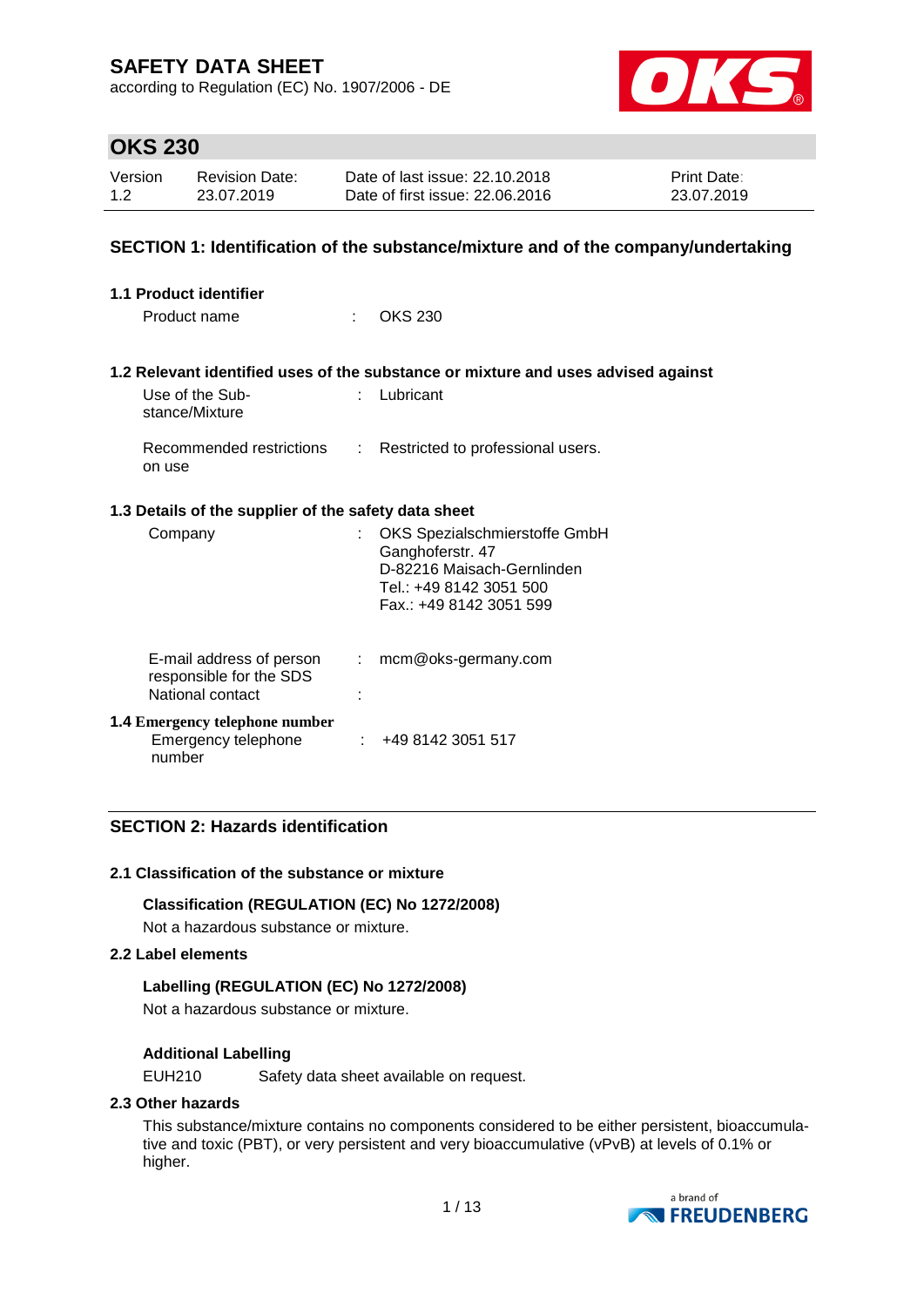# SAFETY DATA SHEET

according to Regulation (EC) No. 1907/2006 - DE

## OKS 230

| Version | Revision Date: | Date of last issue: 22.10.2018 | Print Date: |
|---|---|---|---|
| 1.2 | 23.07.2019 | Date of first issue: 22.06.2016 | 23.07.2019 |

## SECTION 1: Identification of the substance/mixture and of the company/undertaking

### 1.1 Product identifier

Product name : OKS 230

### 1.2 Relevant identified uses of the substance or mixture and uses advised against

Use of the Substance/Mixture : Lubricant

Recommended restrictions on use : Restricted to professional users.

### 1.3 Details of the supplier of the safety data sheet

Company : OKS Spezialschmierstoffe GmbH
Ganghoferstr. 47
D-82216 Maisach-Gernlinden
Tel.: +49 8142 3051 500
Fax.: +49 8142 3051 599

E-mail address of person responsible for the SDS : mcm@oks-germany.com

National contact :

### 1.4 Emergency telephone number

Emergency telephone number : +49 8142 3051 517

## SECTION 2: Hazards identification

### 2.1 Classification of the substance or mixture

**Classification (REGULATION (EC) No 1272/2008)**

Not a hazardous substance or mixture.

### 2.2 Label elements

**Labelling (REGULATION (EC) No 1272/2008)**

Not a hazardous substance or mixture.

**Additional Labelling**

EUH210 Safety data sheet available on request.

### 2.3 Other hazards

This substance/mixture contains no components considered to be either persistent, bioaccumulative and toxic (PBT), or very persistent and very bioaccumulative (vPvB) at levels of 0.1% or higher.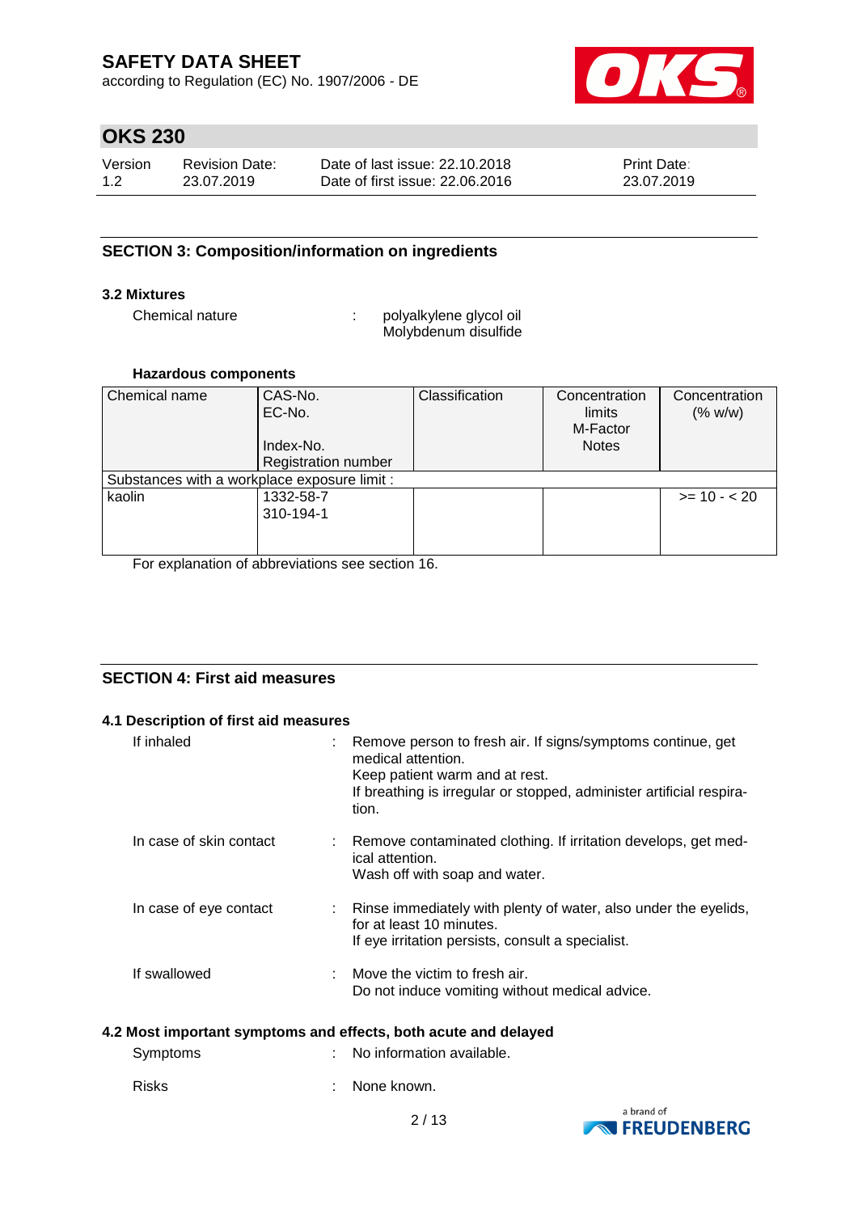## SECTION 3: Composition/information on ingredients

### 3.2 Mixtures

Chemical nature : polyalkylene glycol oil
Molybdenum disulfide

#### Hazardous components

| Chemical name | CAS-No.<br>EC-No.<br><br>Index-No.<br>Registration number | Classification | Concentration limits<br>M-Factor<br>Notes | Concentration (% w/w) |
|---|---|---|---|---|
| Substances with a workplace exposure limit : | | | | |
| kaolin | 1332-58-7<br>310-194-1 | | | >= 10 - < 20 |

For explanation of abbreviations see section 16.

## SECTION 4: First aid measures

### 4.1 Description of first aid measures

If inhaled : Remove person to fresh air. If signs/symptoms continue, get medical attention.
Keep patient warm and at rest.
If breathing is irregular or stopped, administer artificial respiration.

In case of skin contact : Remove contaminated clothing. If irritation develops, get medical attention.
Wash off with soap and water.

In case of eye contact : Rinse immediately with plenty of water, also under the eyelids, for at least 10 minutes.
If eye irritation persists, consult a specialist.

If swallowed : Move the victim to fresh air.
Do not induce vomiting without medical advice.

### 4.2 Most important symptoms and effects, both acute and delayed

Symptoms : No information available.

Risks : None known.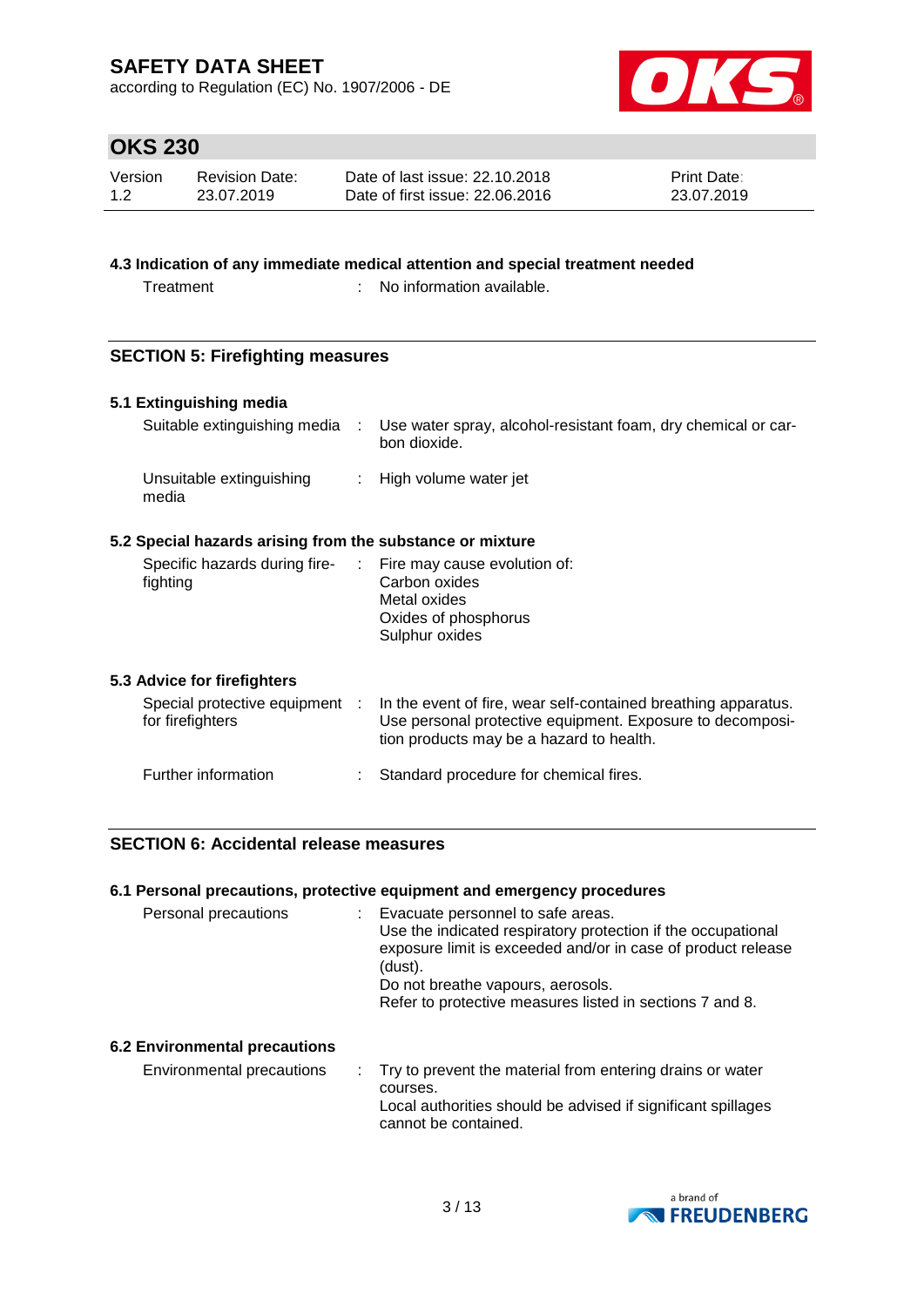### 4.3 Indication of any immediate medical attention and special treatment needed

| | |
|---|---|
| Treatment | : No information available. |

## SECTION 5: Firefighting measures

### 5.1 Extinguishing media

| | |
|---|---|
| Suitable extinguishing media | : Use water spray, alcohol-resistant foam, dry chemical or carbon dioxide. |
| Unsuitable extinguishing media | : High volume water jet |

### 5.2 Special hazards arising from the substance or mixture

| | |
|---|---|
| Specific hazards during firefighting | : Fire may cause evolution of:<br>Carbon oxides<br>Metal oxides<br>Oxides of phosphorus<br>Sulphur oxides |

### 5.3 Advice for firefighters

| | |
|---|---|
| Special protective equipment for firefighters | : In the event of fire, wear self-contained breathing apparatus. Use personal protective equipment. Exposure to decomposition products may be a hazard to health. |
| Further information | : Standard procedure for chemical fires. |

## SECTION 6: Accidental release measures

### 6.1 Personal precautions, protective equipment and emergency procedures

| | |
|---|---|
| Personal precautions | : Evacuate personnel to safe areas.<br>Use the indicated respiratory protection if the occupational exposure limit is exceeded and/or in case of product release (dust).<br>Do not breathe vapours, aerosols.<br>Refer to protective measures listed in sections 7 and 8. |

### 6.2 Environmental precautions

| | |
|---|---|
| Environmental precautions | : Try to prevent the material from entering drains or water courses.<br>Local authorities should be advised if significant spillages cannot be contained. |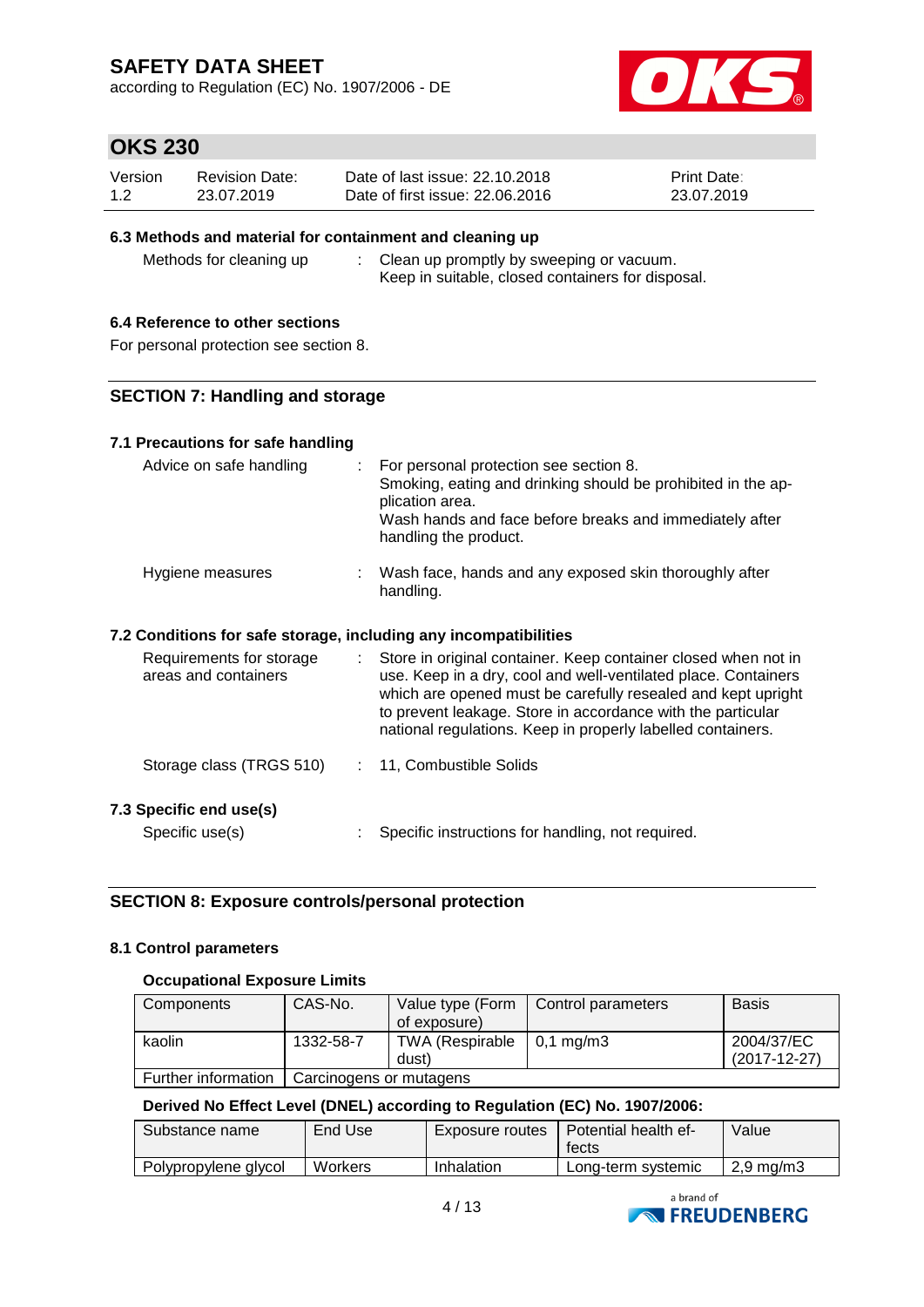### 6.3 Methods and material for containment and cleaning up

Methods for cleaning up : Clean up promptly by sweeping or vacuum.
Keep in suitable, closed containers for disposal.

### 6.4 Reference to other sections

For personal protection see section 8.

## SECTION 7: Handling and storage

### 7.1 Precautions for safe handling

Advice on safe handling : For personal protection see section 8.
Smoking, eating and drinking should be prohibited in the application area.
Wash hands and face before breaks and immediately after handling the product.

Hygiene measures : Wash face, hands and any exposed skin thoroughly after handling.

### 7.2 Conditions for safe storage, including any incompatibilities

Requirements for storage areas and containers : Store in original container. Keep container closed when not in use. Keep in a dry, cool and well-ventilated place. Containers which are opened must be carefully resealed and kept upright to prevent leakage. Store in accordance with the particular national regulations. Keep in properly labelled containers.

Storage class (TRGS 510) : 11, Combustible Solids

### 7.3 Specific end use(s)

Specific use(s) : Specific instructions for handling, not required.

## SECTION 8: Exposure controls/personal protection

### 8.1 Control parameters

**Occupational Exposure Limits**

| Components | CAS-No. | Value type (Form of exposure) | Control parameters | Basis |
|---|---|---|---|---|
| kaolin | 1332-58-7 | TWA (Respirable dust) | 0,1 mg/m3 | 2004/37/EC (2017-12-27) |
| Further information | Carcinogens or mutagens | | | |

**Derived No Effect Level (DNEL) according to Regulation (EC) No. 1907/2006:**

| Substance name | End Use | Exposure routes | Potential health effects | Value |
|---|---|---|---|---|
| Polypropylene glycol | Workers | Inhalation | Long-term systemic | 2,9 mg/m3 |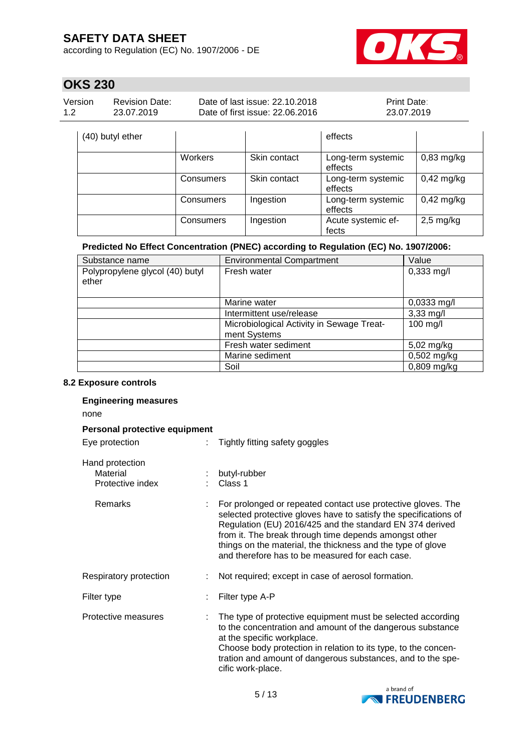| (40) butyl ether | | | effects | |
|---|---|---|---|---|
| | Workers | Skin contact | Long-term systemic effects | 0,83 mg/kg |
| | Consumers | Skin contact | Long-term systemic effects | 0,42 mg/kg |
| | Consumers | Ingestion | Long-term systemic effects | 0,42 mg/kg |
| | Consumers | Ingestion | Acute systemic effects | 2,5 mg/kg |

**Predicted No Effect Concentration (PNEC) according to Regulation (EC) No. 1907/2006:**

| Substance name | Environmental Compartment | Value |
|---|---|---|
| Polypropylene glycol (40) butyl ether | Fresh water | 0,333 mg/l |
| | Marine water | 0,0333 mg/l |
| | Intermittent use/release | 3,33 mg/l |
| | Microbiological Activity in Sewage Treatment Systems | 100 mg/l |
| | Fresh water sediment | 5,02 mg/kg |
| | Marine sediment | 0,502 mg/kg |
| | Soil | 0,809 mg/kg |

### 8.2 Exposure controls

**Engineering measures**

none

**Personal protective equipment**

Eye protection : Tightly fitting safety goggles

Hand protection
- Material : butyl-rubber
- Protective index : Class 1
- Remarks : For prolonged or repeated contact use protective gloves. The selected protective gloves have to satisfy the specifications of Regulation (EU) 2016/425 and the standard EN 374 derived from it. The break through time depends amongst other things on the material, the thickness and the type of glove and therefore has to be measured for each case.

Respiratory protection : Not required; except in case of aerosol formation.

Filter type : Filter type A-P

Protective measures : The type of protective equipment must be selected according to the concentration and amount of the dangerous substance at the specific workplace.
Choose body protection in relation to its type, to the concentration and amount of dangerous substances, and to the specific work-place.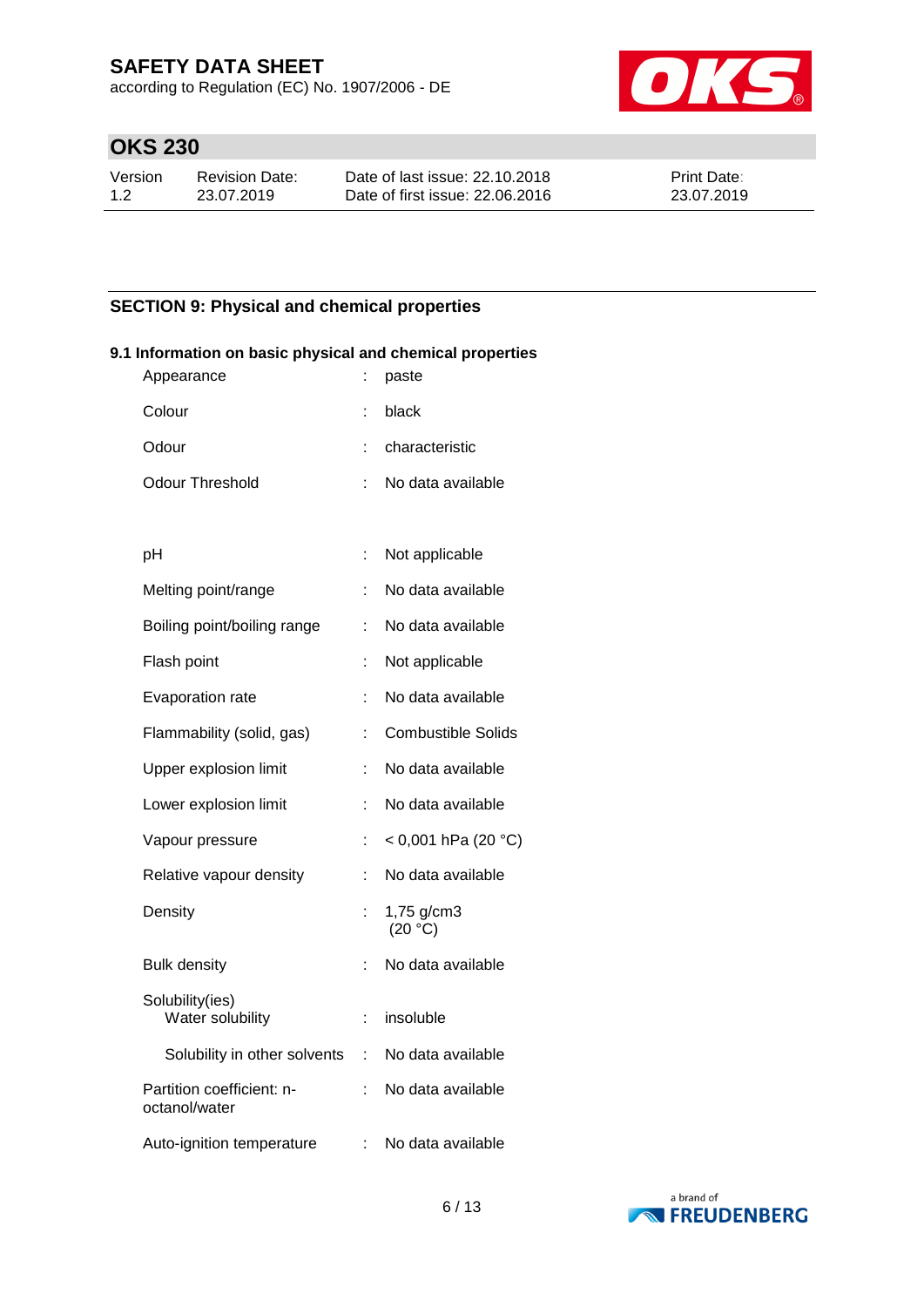## SECTION 9: Physical and chemical properties

### 9.1 Information on basic physical and chemical properties

| Property | | Value |
|---|---|---|
| Appearance | : | paste |
| Colour | : | black |
| Odour | : | characteristic |
| Odour Threshold | : | No data available |
| pH | : | Not applicable |
| Melting point/range | : | No data available |
| Boiling point/boiling range | : | No data available |
| Flash point | : | Not applicable |
| Evaporation rate | : | No data available |
| Flammability (solid, gas) | : | Combustible Solids |
| Upper explosion limit | : | No data available |
| Lower explosion limit | : | No data available |
| Vapour pressure | : | < 0,001 hPa (20 °C) |
| Relative vapour density | : | No data available |
| Density | : | 1,75 g/cm3 (20 °C) |
| Bulk density | : | No data available |
| Solubility(ies) Water solubility | : | insoluble |
| Solubility in other solvents | : | No data available |
| Partition coefficient: n-octanol/water | : | No data available |
| Auto-ignition temperature | : | No data available |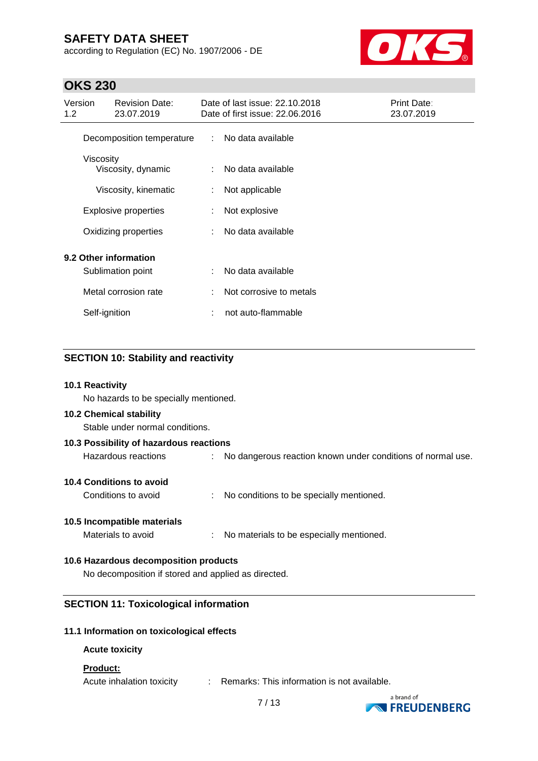| | | |
|---|---|---|
| Decomposition temperature | : | No data available |
| Viscosity | | |
| Viscosity, dynamic | : | No data available |
| Viscosity, kinematic | : | Not applicable |
| Explosive properties | : | Not explosive |
| Oxidizing properties | : | No data available |

**9.2 Other information**

| | | |
|---|---|---|
| Sublimation point | : | No data available |
| Metal corrosion rate | : | Not corrosive to metals |
| Self-ignition | : | not auto-flammable |

## SECTION 10: Stability and reactivity

**10.1 Reactivity**

No hazards to be specially mentioned.

**10.2 Chemical stability**

Stable under normal conditions.

**10.3 Possibility of hazardous reactions**

Hazardous reactions : No dangerous reaction known under conditions of normal use.

**10.4 Conditions to avoid**

Conditions to avoid : No conditions to be specially mentioned.

**10.5 Incompatible materials**

Materials to avoid : No materials to be especially mentioned.

**10.6 Hazardous decomposition products**

No decomposition if stored and applied as directed.

## SECTION 11: Toxicological information

**11.1 Information on toxicological effects**

**Acute toxicity**

**Product:**

Acute inhalation toxicity : Remarks: This information is not available.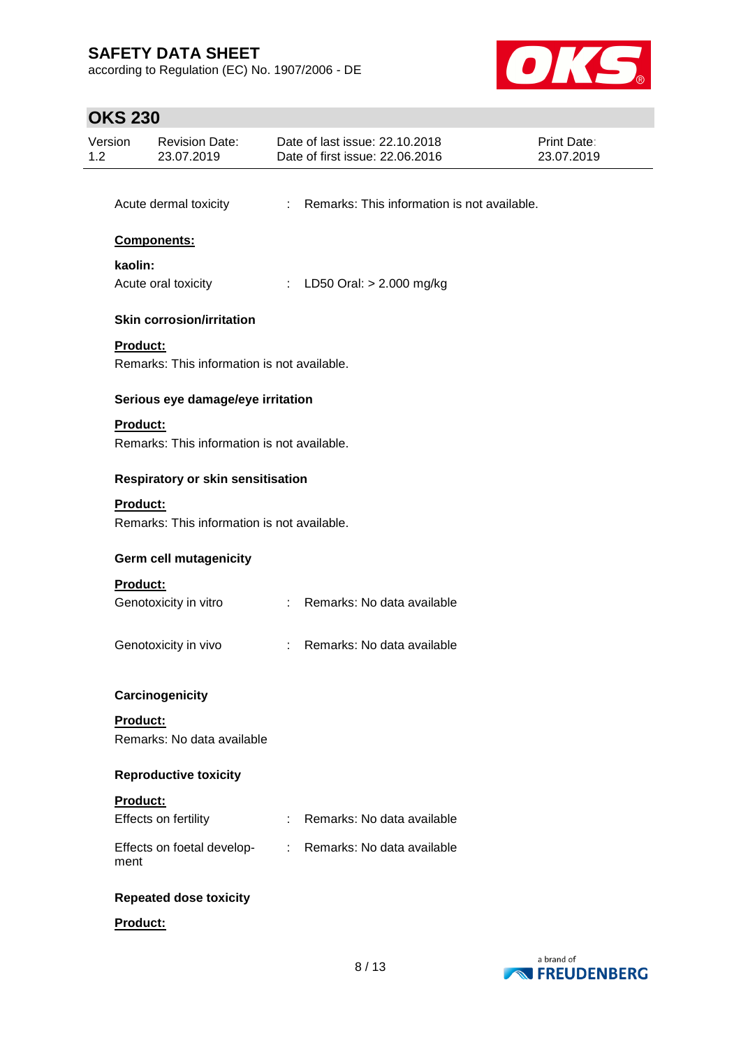Acute dermal toxicity : Remarks: This information is not available.

**Components:**

**kaolin:**

Acute oral toxicity : LD50 Oral: > 2.000 mg/kg

**Skin corrosion/irritation**

**Product:**

Remarks: This information is not available.

**Serious eye damage/eye irritation**

**Product:**

Remarks: This information is not available.

**Respiratory or skin sensitisation**

**Product:**

Remarks: This information is not available.

**Germ cell mutagenicity**

**Product:**

Genotoxicity in vitro : Remarks: No data available

Genotoxicity in vivo : Remarks: No data available

**Carcinogenicity**

**Product:**

Remarks: No data available

**Reproductive toxicity**

**Product:**

Effects on fertility : Remarks: No data available

Effects on foetal development : Remarks: No data available

**Repeated dose toxicity**

**Product:**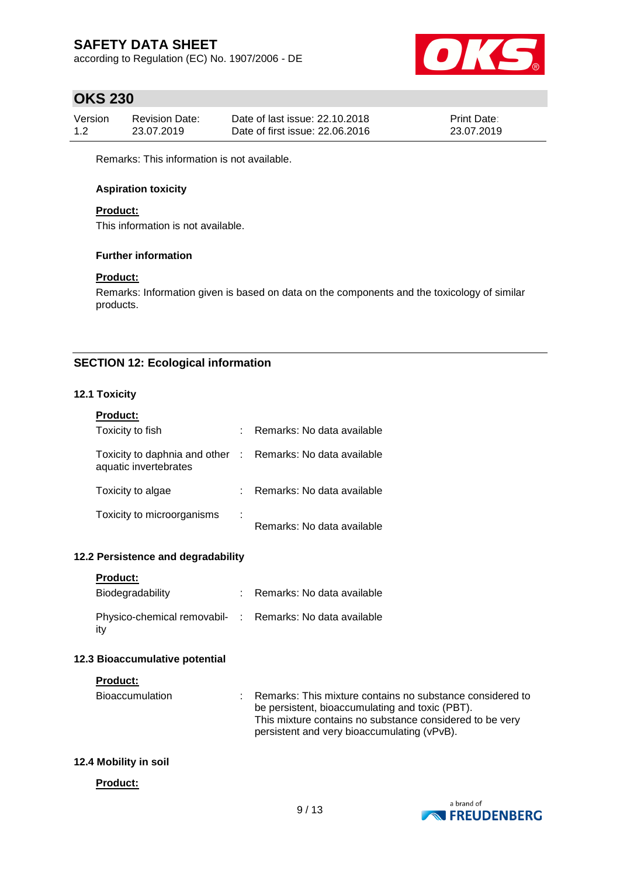Remarks: This information is not available.

**Aspiration toxicity**

**Product:**

This information is not available.

**Further information**

**Product:**

Remarks: Information given is based on data on the components and the toxicology of similar products.

## SECTION 12: Ecological information

### 12.1 Toxicity

**Product:**

| | | |
|---|---|---|
| Toxicity to fish | : | Remarks: No data available |
| Toxicity to daphnia and other aquatic invertebrates | : | Remarks: No data available |
| Toxicity to algae | : | Remarks: No data available |
| Toxicity to microorganisms | : | Remarks: No data available |

### 12.2 Persistence and degradability

**Product:**

| | | |
|---|---|---|
| Biodegradability | : | Remarks: No data available |
| Physico-chemical removability | : | Remarks: No data available |

### 12.3 Bioaccumulative potential

**Product:**

| | | |
|---|---|---|
| Bioaccumulation | : | Remarks: This mixture contains no substance considered to be persistent, bioaccumulating and toxic (PBT). This mixture contains no substance considered to be very persistent and very bioaccumulating (vPvB). |

### 12.4 Mobility in soil

**Product:**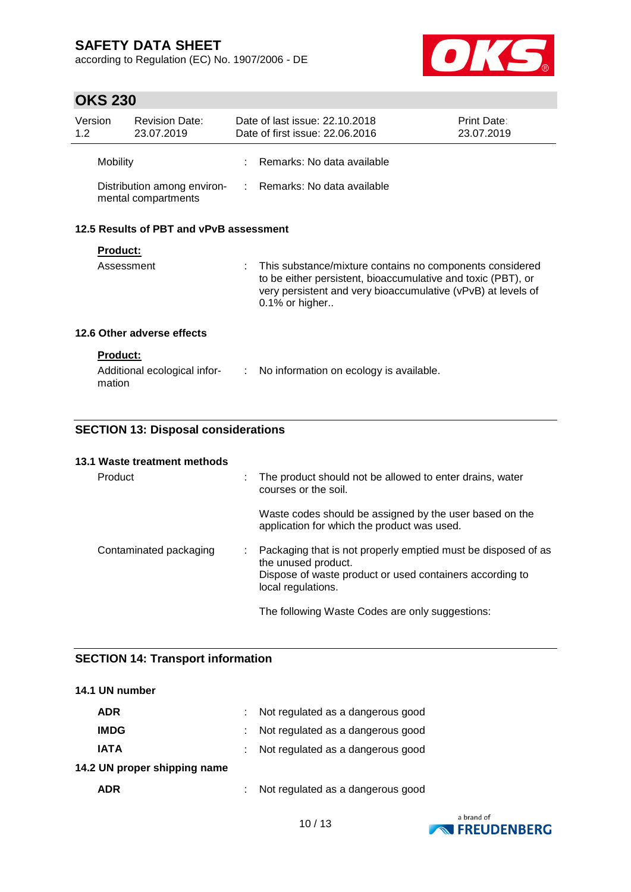| | | |
|---|---|---|
| Mobility | : | Remarks: No data available |
| Distribution among environmental compartments | : | Remarks: No data available |

### 12.5 Results of PBT and vPvB assessment

**Product:**

| | | |
|---|---|---|
| Assessment | : | This substance/mixture contains no components considered to be either persistent, bioaccumulative and toxic (PBT), or very persistent and very bioaccumulative (vPvB) at levels of 0.1% or higher.. |

### 12.6 Other adverse effects

**Product:**

| | | |
|---|---|---|
| Additional ecological information | : | No information on ecology is available. |

## SECTION 13: Disposal considerations

### 13.1 Waste treatment methods

| | | |
|---|---|---|
| Product | : | The product should not be allowed to enter drains, water courses or the soil.<br><br>Waste codes should be assigned by the user based on the application for which the product was used. |
| Contaminated packaging | : | Packaging that is not properly emptied must be disposed of as the unused product.<br>Dispose of waste product or used containers according to local regulations.<br><br>The following Waste Codes are only suggestions: |

## SECTION 14: Transport information

### 14.1 UN number

| | | |
|---|---|---|
| **ADR** | : | Not regulated as a dangerous good |
| **IMDG** | : | Not regulated as a dangerous good |
| **IATA** | : | Not regulated as a dangerous good |

### 14.2 UN proper shipping name

| | | |
|---|---|---|
| **ADR** | : | Not regulated as a dangerous good |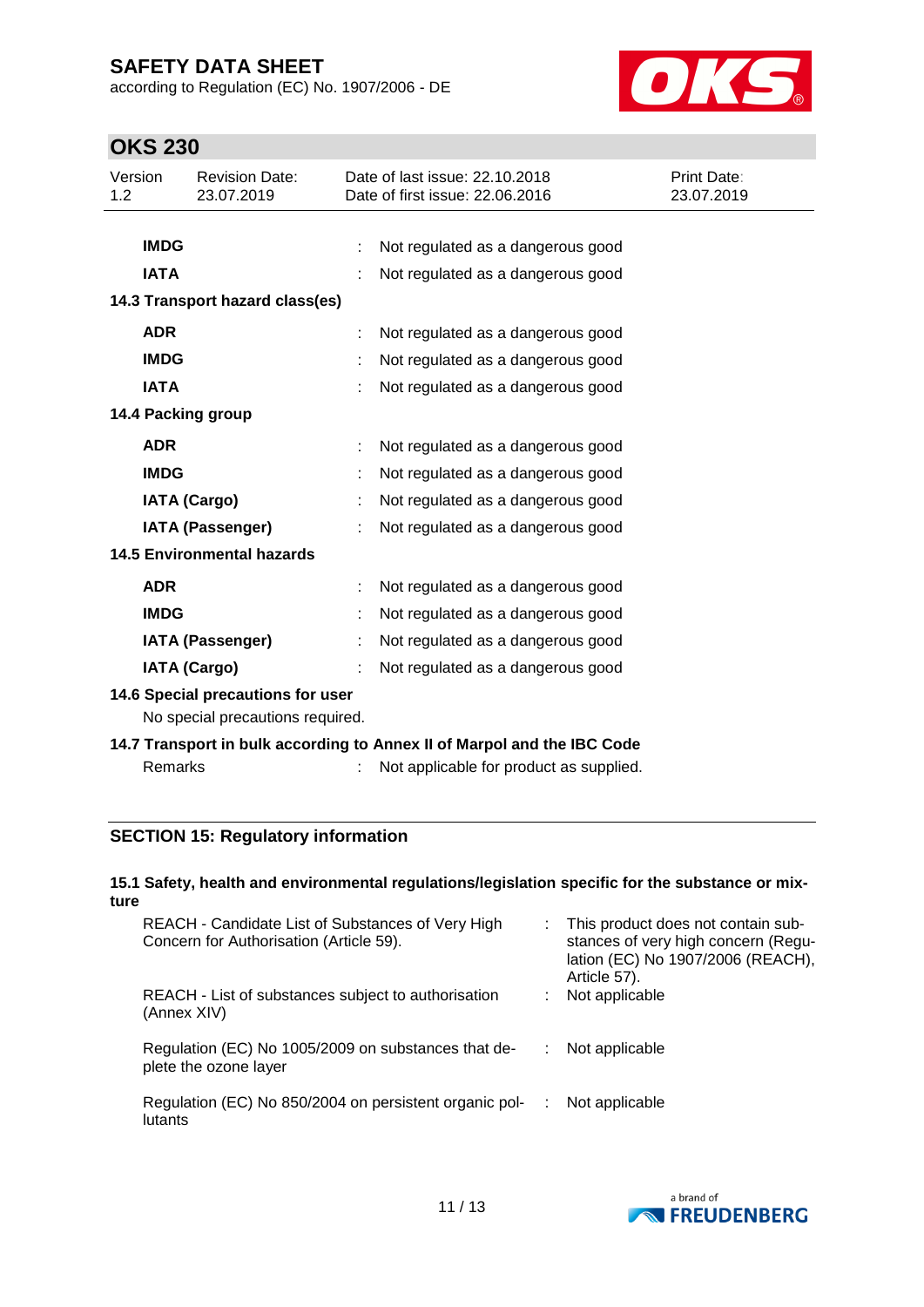**IMDG** : Not regulated as a dangerous good

**IATA** : Not regulated as a dangerous good

### 14.3 Transport hazard class(es)

**ADR** : Not regulated as a dangerous good

**IMDG** : Not regulated as a dangerous good

**IATA** : Not regulated as a dangerous good

### 14.4 Packing group

**ADR** : Not regulated as a dangerous good

**IMDG** : Not regulated as a dangerous good

**IATA (Cargo)** : Not regulated as a dangerous good

**IATA (Passenger)** : Not regulated as a dangerous good

### 14.5 Environmental hazards

**ADR** : Not regulated as a dangerous good

**IMDG** : Not regulated as a dangerous good

**IATA (Passenger)** : Not regulated as a dangerous good

**IATA (Cargo)** : Not regulated as a dangerous good

### 14.6 Special precautions for user

No special precautions required.

### 14.7 Transport in bulk according to Annex II of Marpol and the IBC Code

Remarks : Not applicable for product as supplied.

## SECTION 15: Regulatory information

### 15.1 Safety, health and environmental regulations/legislation specific for the substance or mixture

REACH - Candidate List of Substances of Very High Concern for Authorisation (Article 59). : This product does not contain substances of very high concern (Regulation (EC) No 1907/2006 (REACH), Article 57).

REACH - List of substances subject to authorisation (Annex XIV) : Not applicable

Regulation (EC) No 1005/2009 on substances that deplete the ozone layer : Not applicable

Regulation (EC) No 850/2004 on persistent organic pollutants : Not applicable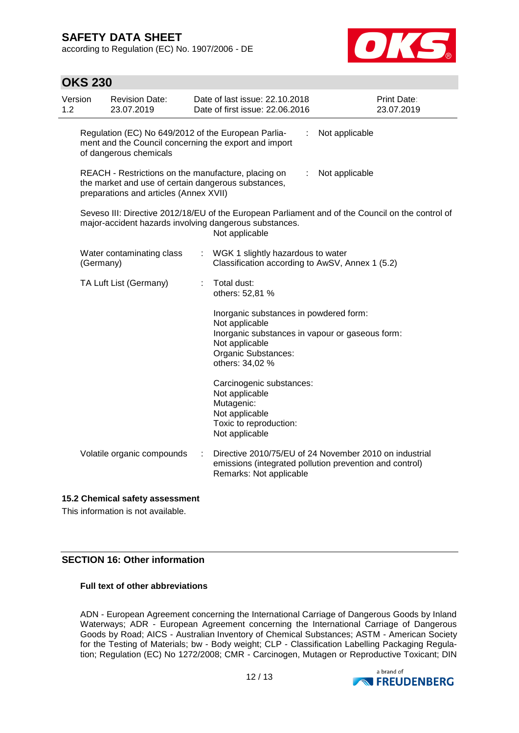Regulation (EC) No 649/2012 of the European Parliament and the Council concerning the export and import of dangerous chemicals : Not applicable

REACH - Restrictions on the manufacture, placing on the market and use of certain dangerous substances, preparations and articles (Annex XVII) : Not applicable

Seveso III: Directive 2012/18/EU of the European Parliament and of the Council on the control of major-accident hazards involving dangerous substances.
Not applicable

| | | |
|---|---|---|
| Water contaminating class (Germany) | : | WGK 1 slightly hazardous to water<br>Classification according to AwSV, Annex 1 (5.2) |
| TA Luft List (Germany) | : | Total dust:<br>others: 52,81 %<br><br>Inorganic substances in powdered form:<br>Not applicable<br>Inorganic substances in vapour or gaseous form:<br>Not applicable<br>Organic Substances:<br>others: 34,02 %<br><br>Carcinogenic substances:<br>Not applicable<br>Mutagenic:<br>Not applicable<br>Toxic to reproduction:<br>Not applicable |
| Volatile organic compounds | : | Directive 2010/75/EU of 24 November 2010 on industrial emissions (integrated pollution prevention and control)<br>Remarks: Not applicable |

### 15.2 Chemical safety assessment

This information is not available.

## SECTION 16: Other information

### Full text of other abbreviations

ADN - European Agreement concerning the International Carriage of Dangerous Goods by Inland Waterways; ADR - European Agreement concerning the International Carriage of Dangerous Goods by Road; AICS - Australian Inventory of Chemical Substances; ASTM - American Society for the Testing of Materials; bw - Body weight; CLP - Classification Labelling Packaging Regulation; Regulation (EC) No 1272/2008; CMR - Carcinogen, Mutagen or Reproductive Toxicant; DIN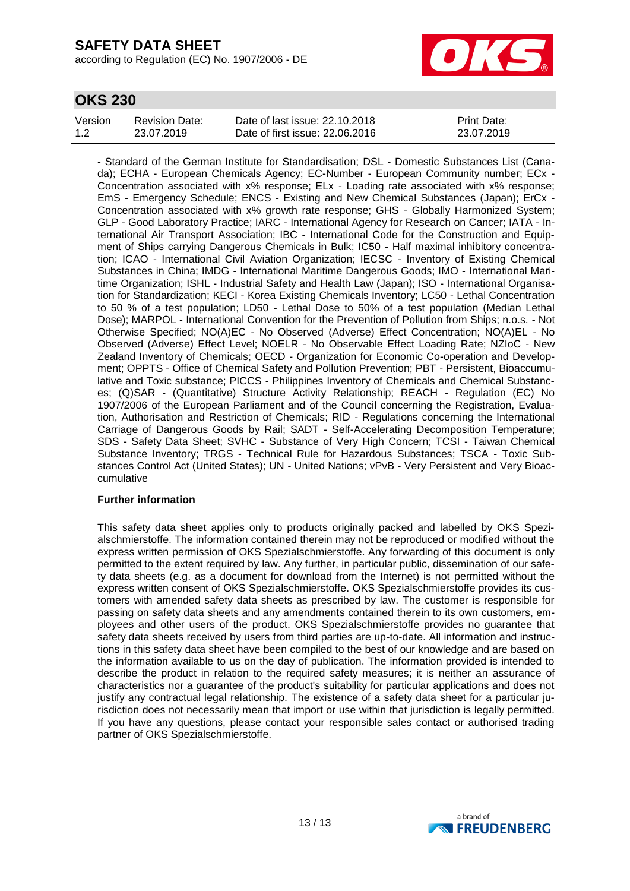- Standard of the German Institute for Standardisation; DSL - Domestic Substances List (Canada); ECHA - European Chemicals Agency; EC-Number - European Community number; ECx - Concentration associated with x% response; ELx - Loading rate associated with x% response; EmS - Emergency Schedule; ENCS - Existing and New Chemical Substances (Japan); ErCx - Concentration associated with x% growth rate response; GHS - Globally Harmonized System; GLP - Good Laboratory Practice; IARC - International Agency for Research on Cancer; IATA - International Air Transport Association; IBC - International Code for the Construction and Equipment of Ships carrying Dangerous Chemicals in Bulk; IC50 - Half maximal inhibitory concentration; ICAO - International Civil Aviation Organization; IECSC - Inventory of Existing Chemical Substances in China; IMDG - International Maritime Dangerous Goods; IMO - International Maritime Organization; ISHL - Industrial Safety and Health Law (Japan); ISO - International Organisation for Standardization; KECI - Korea Existing Chemicals Inventory; LC50 - Lethal Concentration to 50 % of a test population; LD50 - Lethal Dose to 50% of a test population (Median Lethal Dose); MARPOL - International Convention for the Prevention of Pollution from Ships; n.o.s. - Not Otherwise Specified; NO(A)EC - No Observed (Adverse) Effect Concentration; NO(A)EL - No Observed (Adverse) Effect Level; NOELR - No Observable Effect Loading Rate; NZIoC - New Zealand Inventory of Chemicals; OECD - Organization for Economic Co-operation and Development; OPPTS - Office of Chemical Safety and Pollution Prevention; PBT - Persistent, Bioaccumulative and Toxic substance; PICCS - Philippines Inventory of Chemicals and Chemical Substances; (Q)SAR - (Quantitative) Structure Activity Relationship; REACH - Regulation (EC) No 1907/2006 of the European Parliament and of the Council concerning the Registration, Evaluation, Authorisation and Restriction of Chemicals; RID - Regulations concerning the International Carriage of Dangerous Goods by Rail; SADT - Self-Accelerating Decomposition Temperature; SDS - Safety Data Sheet; SVHC - Substance of Very High Concern; TCSI - Taiwan Chemical Substance Inventory; TRGS - Technical Rule for Hazardous Substances; TSCA - Toxic Substances Control Act (United States); UN - United Nations; vPvB - Very Persistent and Very Bioaccumulative

**Further information**

This safety data sheet applies only to products originally packed and labelled by OKS Spezialschmierstoffe. The information contained therein may not be reproduced or modified without the express written permission of OKS Spezialschmierstoffe. Any forwarding of this document is only permitted to the extent required by law. Any further, in particular public, dissemination of our safety data sheets (e.g. as a document for download from the Internet) is not permitted without the express written consent of OKS Spezialschmierstoffe. OKS Spezialschmierstoffe provides its customers with amended safety data sheets as prescribed by law. The customer is responsible for passing on safety data sheets and any amendments contained therein to its own customers, employees and other users of the product. OKS Spezialschmierstoffe provides no guarantee that safety data sheets received by users from third parties are up-to-date. All information and instructions in this safety data sheet have been compiled to the best of our knowledge and are based on the information available to us on the day of publication. The information provided is intended to describe the product in relation to the required safety measures; it is neither an assurance of characteristics nor a guarantee of the product's suitability for particular applications and does not justify any contractual legal relationship. The existence of a safety data sheet for a particular jurisdiction does not necessarily mean that import or use within that jurisdiction is legally permitted. If you have any questions, please contact your responsible sales contact or authorised trading partner of OKS Spezialschmierstoffe.